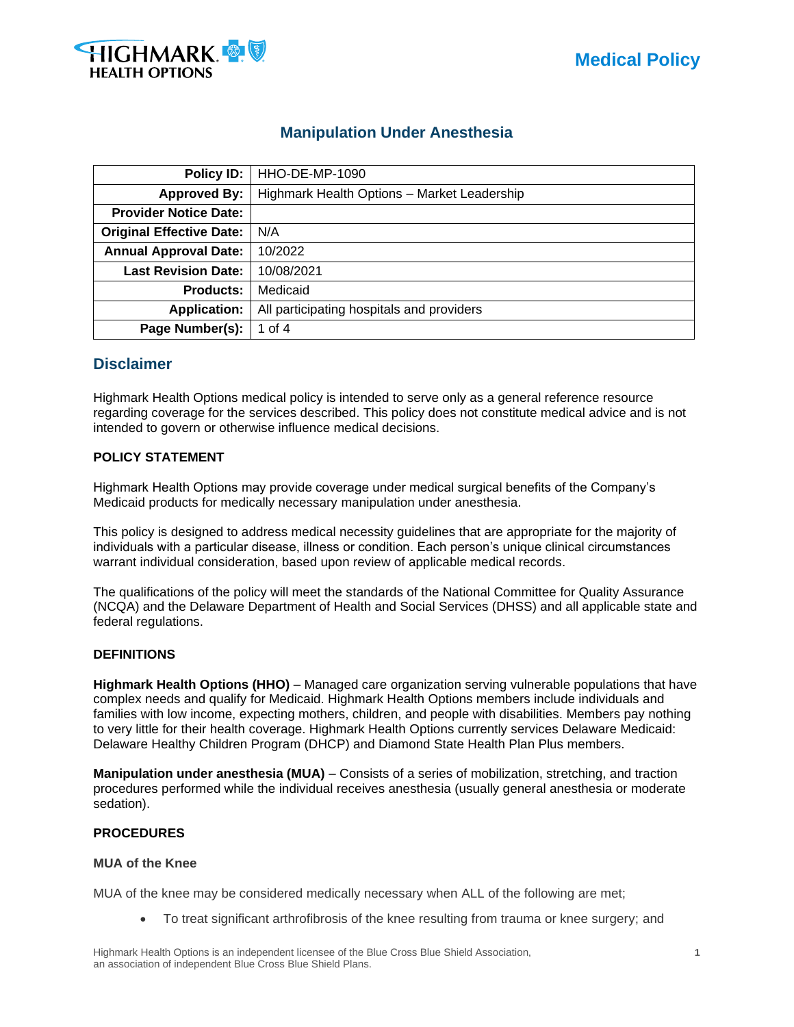Medical Policy

# Manipulation Under Anesthesia

| | |
|---|---|
| **Policy ID:** | HHO-DE-MP-1090 |
| **Approved By:** | Highmark Health Options – Market Leadership |
| **Provider Notice Date:** | |
| **Original Effective Date:** | N/A |
| **Annual Approval Date:** | 10/2022 |
| **Last Revision Date:** | 10/08/2021 |
| **Products:** | Medicaid |
| **Application:** | All participating hospitals and providers |
| **Page Number(s):** | 1 of 4 |

## Disclaimer

Highmark Health Options medical policy is intended to serve only as a general reference resource regarding coverage for the services described. This policy does not constitute medical advice and is not intended to govern or otherwise influence medical decisions.

**POLICY STATEMENT**

Highmark Health Options may provide coverage under medical surgical benefits of the Company's Medicaid products for medically necessary manipulation under anesthesia.

This policy is designed to address medical necessity guidelines that are appropriate for the majority of individuals with a particular disease, illness or condition. Each person's unique clinical circumstances warrant individual consideration, based upon review of applicable medical records.

The qualifications of the policy will meet the standards of the National Committee for Quality Assurance (NCQA) and the Delaware Department of Health and Social Services (DHSS) and all applicable state and federal regulations.

**DEFINITIONS**

**Highmark Health Options (HHO)** – Managed care organization serving vulnerable populations that have complex needs and qualify for Medicaid. Highmark Health Options members include individuals and families with low income, expecting mothers, children, and people with disabilities. Members pay nothing to very little for their health coverage. Highmark Health Options currently services Delaware Medicaid: Delaware Healthy Children Program (DHCP) and Diamond State Health Plan Plus members.

**Manipulation under anesthesia (MUA)** – Consists of a series of mobilization, stretching, and traction procedures performed while the individual receives anesthesia (usually general anesthesia or moderate sedation).

**PROCEDURES**

**MUA of the Knee**

MUA of the knee may be considered medically necessary when ALL of the following are met;

- To treat significant arthrofibrosis of the knee resulting from trauma or knee surgery; and

Highmark Health Options is an independent licensee of the Blue Cross Blue Shield Association, an association of independent Blue Cross Blue Shield Plans.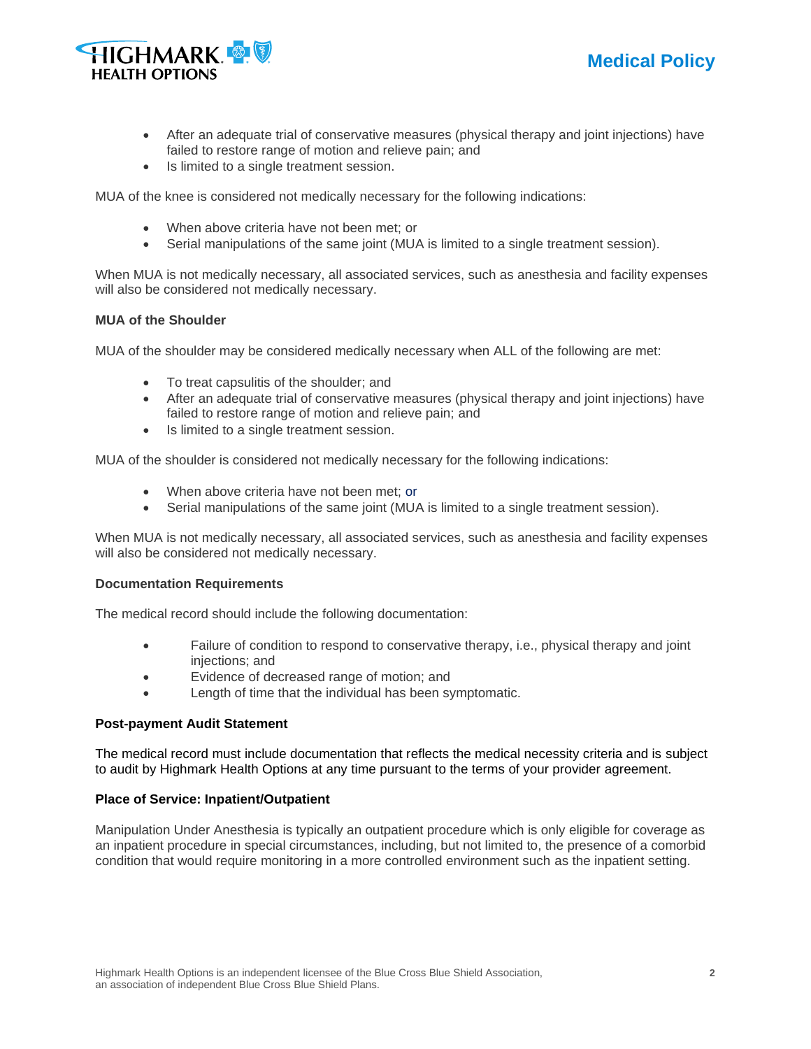- After an adequate trial of conservative measures (physical therapy and joint injections) have failed to restore range of motion and relieve pain; and
- Is limited to a single treatment session.

MUA of the knee is considered not medically necessary for the following indications:

- When above criteria have not been met; or
- Serial manipulations of the same joint (MUA is limited to a single treatment session).

When MUA is not medically necessary, all associated services, such as anesthesia and facility expenses will also be considered not medically necessary.

**MUA of the Shoulder**

MUA of the shoulder may be considered medically necessary when ALL of the following are met:

- To treat capsulitis of the shoulder; and
- After an adequate trial of conservative measures (physical therapy and joint injections) have failed to restore range of motion and relieve pain; and
- Is limited to a single treatment session.

MUA of the shoulder is considered not medically necessary for the following indications:

- When above criteria have not been met; or
- Serial manipulations of the same joint (MUA is limited to a single treatment session).

When MUA is not medically necessary, all associated services, such as anesthesia and facility expenses will also be considered not medically necessary.

**Documentation Requirements**

The medical record should include the following documentation:

- Failure of condition to respond to conservative therapy, i.e., physical therapy and joint injections; and
- Evidence of decreased range of motion; and
- Length of time that the individual has been symptomatic.

**Post-payment Audit Statement**

The medical record must include documentation that reflects the medical necessity criteria and is subject to audit by Highmark Health Options at any time pursuant to the terms of your provider agreement.

**Place of Service: Inpatient/Outpatient**

Manipulation Under Anesthesia is typically an outpatient procedure which is only eligible for coverage as an inpatient procedure in special circumstances, including, but not limited to, the presence of a comorbid condition that would require monitoring in a more controlled environment such as the inpatient setting.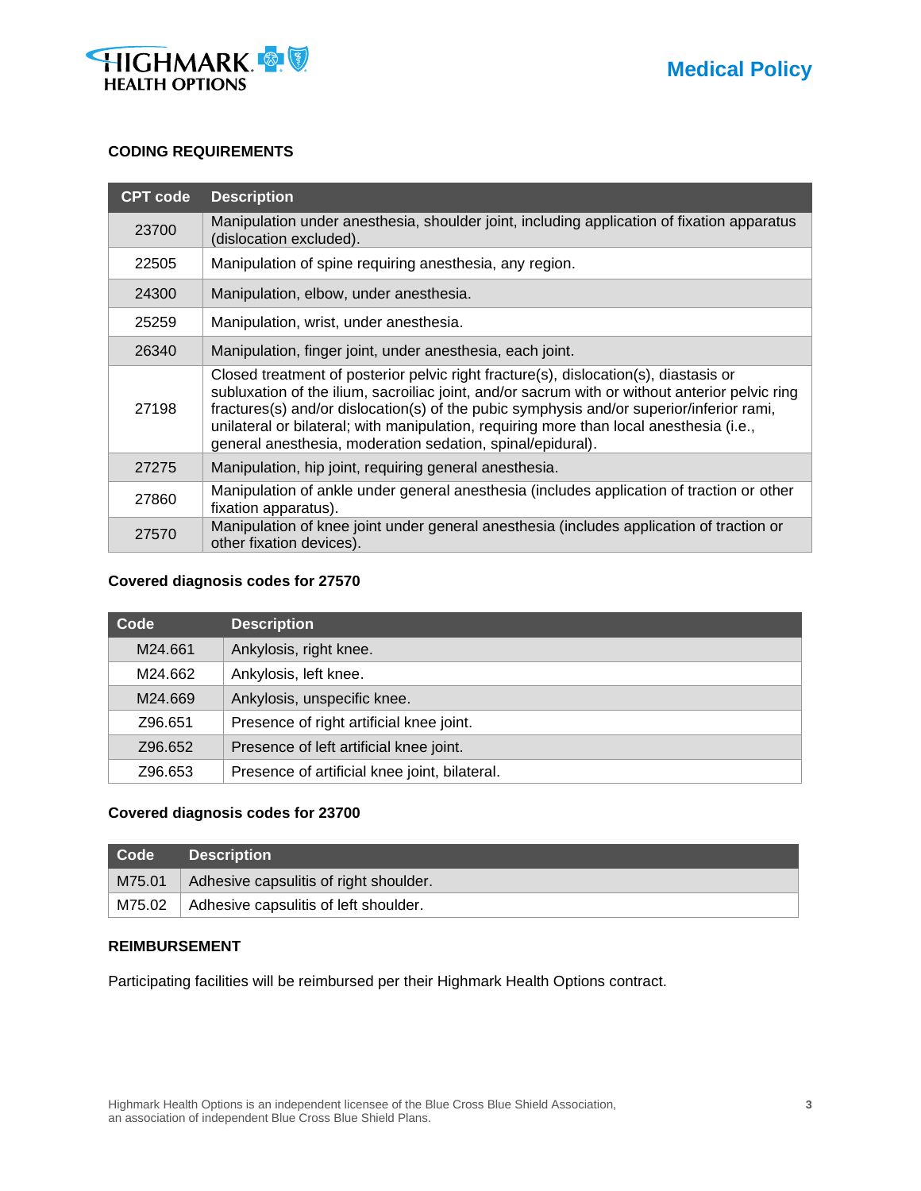## CODING REQUIREMENTS

| CPT code | Description |
|---|---|
| 23700 | Manipulation under anesthesia, shoulder joint, including application of fixation apparatus (dislocation excluded). |
| 22505 | Manipulation of spine requiring anesthesia, any region. |
| 24300 | Manipulation, elbow, under anesthesia. |
| 25259 | Manipulation, wrist, under anesthesia. |
| 26340 | Manipulation, finger joint, under anesthesia, each joint. |
| 27198 | Closed treatment of posterior pelvic right fracture(s), dislocation(s), diastasis or subluxation of the ilium, sacroiliac joint, and/or sacrum with or without anterior pelvic ring fractures(s) and/or dislocation(s) of the pubic symphysis and/or superior/inferior rami, unilateral or bilateral; with manipulation, requiring more than local anesthesia (i.e., general anesthesia, moderation sedation, spinal/epidural). |
| 27275 | Manipulation, hip joint, requiring general anesthesia. |
| 27860 | Manipulation of ankle under general anesthesia (includes application of traction or other fixation apparatus). |
| 27570 | Manipulation of knee joint under general anesthesia (includes application of traction or other fixation devices). |

### Covered diagnosis codes for 27570

| Code | Description |
|---|---|
| M24.661 | Ankylosis, right knee. |
| M24.662 | Ankylosis, left knee. |
| M24.669 | Ankylosis, unspecific knee. |
| Z96.651 | Presence of right artificial knee joint. |
| Z96.652 | Presence of left artificial knee joint. |
| Z96.653 | Presence of artificial knee joint, bilateral. |

### Covered diagnosis codes for 23700

| Code | Description |
|---|---|
| M75.01 | Adhesive capsulitis of right shoulder. |
| M75.02 | Adhesive capsulitis of left shoulder. |

## REIMBURSEMENT

Participating facilities will be reimbursed per their Highmark Health Options contract.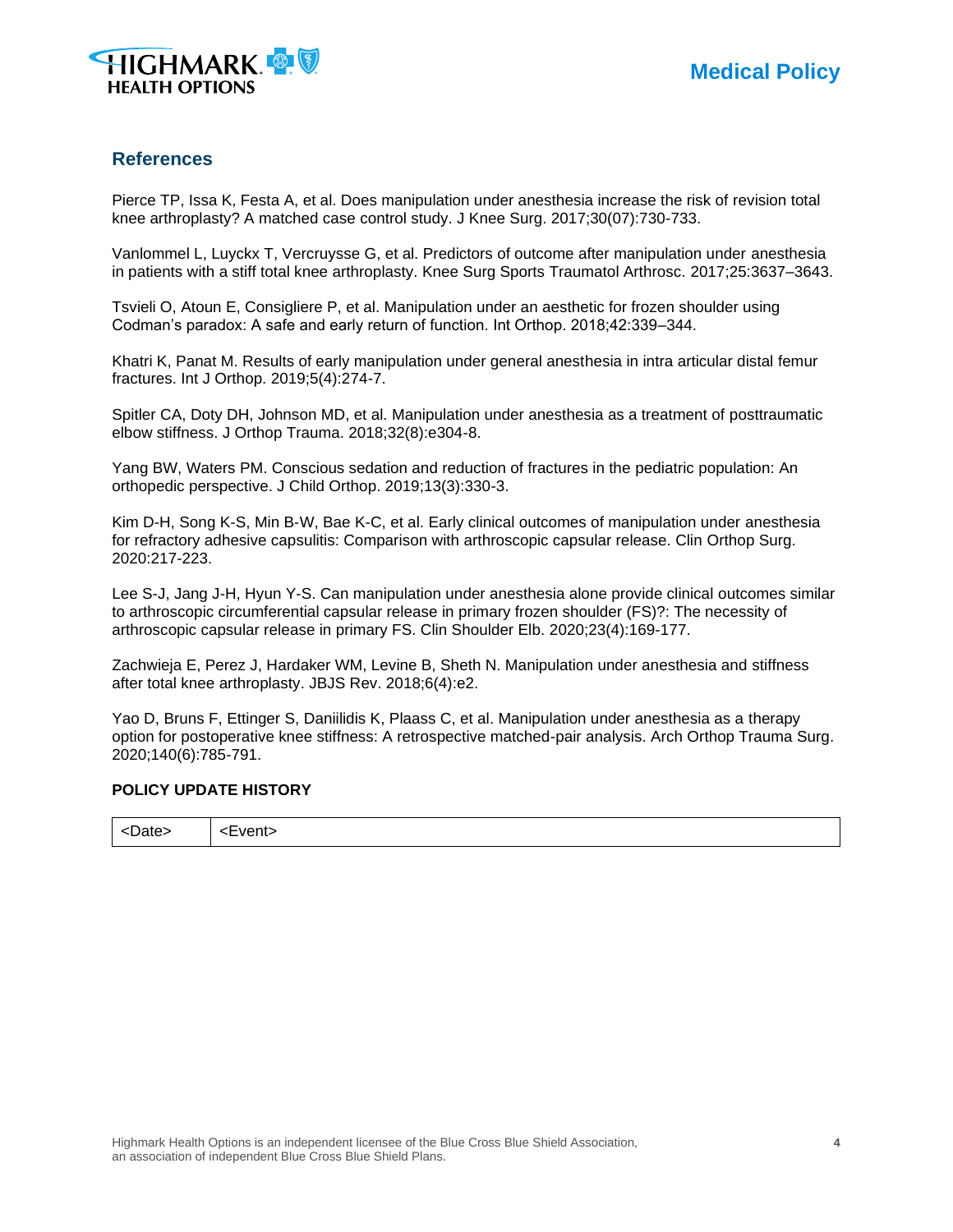## References

Pierce TP, Issa K, Festa A, et al. Does manipulation under anesthesia increase the risk of revision total knee arthroplasty? A matched case control study. J Knee Surg. 2017;30(07):730-733.

Vanlommel L, Luyckx T, Vercruysse G, et al. Predictors of outcome after manipulation under anesthesia in patients with a stiff total knee arthroplasty. Knee Surg Sports Traumatol Arthrosc. 2017;25:3637–3643.

Tsvieli O, Atoun E, Consigliere P, et al. Manipulation under an aesthetic for frozen shoulder using Codman's paradox: A safe and early return of function. Int Orthop. 2018;42:339–344.

Khatri K, Panat M. Results of early manipulation under general anesthesia in intra articular distal femur fractures. Int J Orthop. 2019;5(4):274-7.

Spitler CA, Doty DH, Johnson MD, et al. Manipulation under anesthesia as a treatment of posttraumatic elbow stiffness. J Orthop Trauma. 2018;32(8):e304-8.

Yang BW, Waters PM. Conscious sedation and reduction of fractures in the pediatric population: An orthopedic perspective. J Child Orthop. 2019;13(3):330-3.

Kim D-H, Song K-S, Min B-W, Bae K-C, et al. Early clinical outcomes of manipulation under anesthesia for refractory adhesive capsulitis: Comparison with arthroscopic capsular release. Clin Orthop Surg. 2020:217-223.

Lee S-J, Jang J-H, Hyun Y-S. Can manipulation under anesthesia alone provide clinical outcomes similar to arthroscopic circumferential capsular release in primary frozen shoulder (FS)?: The necessity of arthroscopic capsular release in primary FS. Clin Shoulder Elb. 2020;23(4):169-177.

Zachwieja E, Perez J, Hardaker WM, Levine B, Sheth N. Manipulation under anesthesia and stiffness after total knee arthroplasty. JBJS Rev. 2018;6(4):e2.

Yao D, Bruns F, Ettinger S, Daniilidis K, Plaass C, et al. Manipulation under anesthesia as a therapy option for postoperative knee stiffness: A retrospective matched-pair analysis. Arch Orthop Trauma Surg. 2020;140(6):785-791.

**POLICY UPDATE HISTORY**

| | |
|---|---|
| <Date> | <Event> |

Highmark Health Options is an independent licensee of the Blue Cross Blue Shield Association, an association of independent Blue Cross Blue Shield Plans.